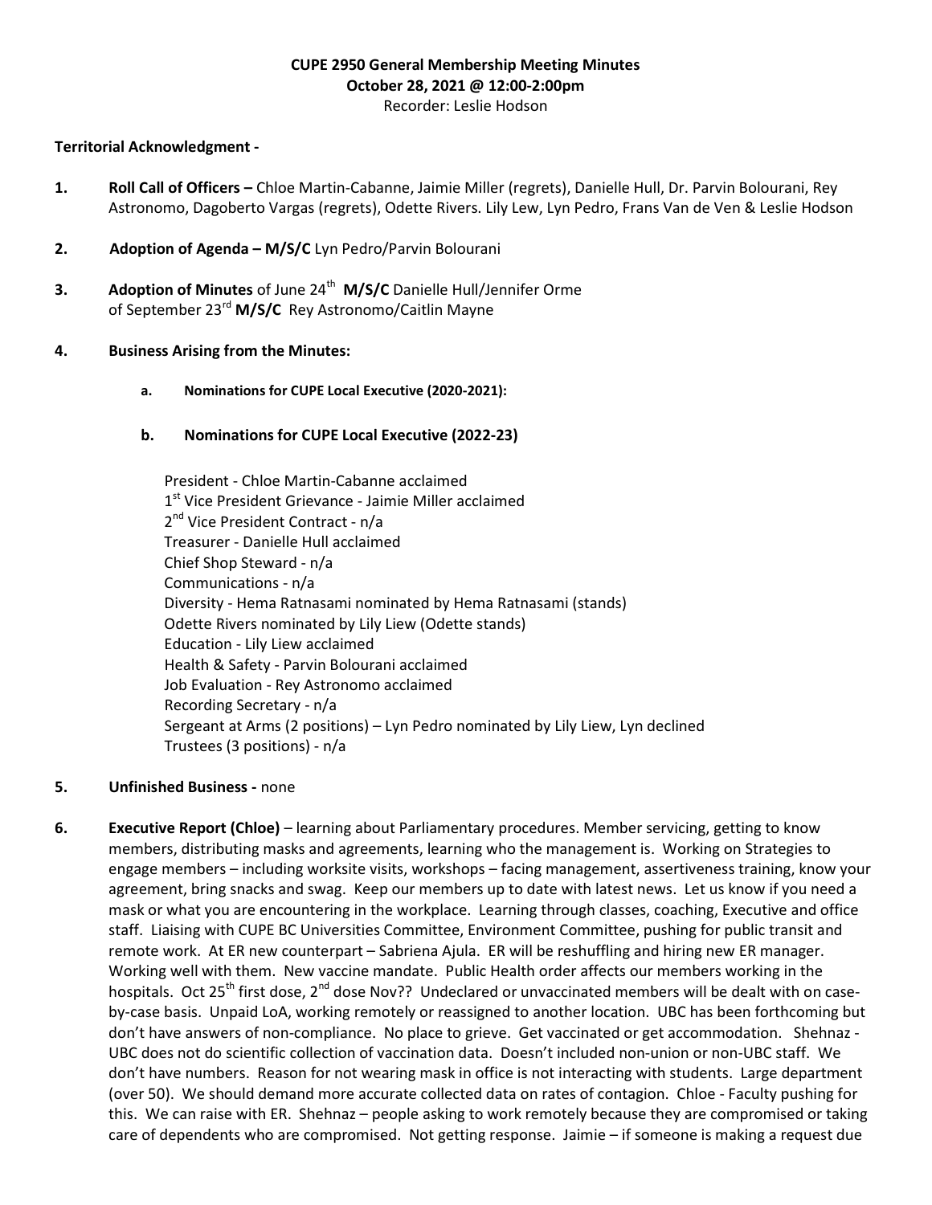**CUPE 2950 General Membership Meeting Minutes**
**October 28, 2021 @ 12:00-2:00pm**
Recorder: Leslie Hodson

**Territorial Acknowledgment -**

1. **Roll Call of Officers –** Chloe Martin-Cabanne, Jaimie Miller (regrets), Danielle Hull, Dr. Parvin Bolourani, Rey Astronomo, Dagoberto Vargas (regrets), Odette Rivers. Lily Lew, Lyn Pedro, Frans Van de Ven & Leslie Hodson

2. **Adoption of Agenda – M/S/C** Lyn Pedro/Parvin Bolourani

3. **Adoption of Minutes** of June 24th **M/S/C** Danielle Hull/Jennifer Orme
of September 23rd **M/S/C** Rey Astronomo/Caitlin Mayne

4. **Business Arising from the Minutes:**

   a. **Nominations for CUPE Local Executive (2020-2021):**

   b. **Nominations for CUPE Local Executive (2022-23)**

   President - Chloe Martin-Cabanne acclaimed
   1st Vice President Grievance - Jaimie Miller acclaimed
   2nd Vice President Contract - n/a
   Treasurer - Danielle Hull acclaimed
   Chief Shop Steward - n/a
   Communications - n/a
   Diversity - Hema Ratnasami nominated by Hema Ratnasami (stands)
   Odette Rivers nominated by Lily Liew (Odette stands)
   Education - Lily Liew acclaimed
   Health & Safety - Parvin Bolourani acclaimed
   Job Evaluation - Rey Astronomo acclaimed
   Recording Secretary - n/a
   Sergeant at Arms (2 positions) – Lyn Pedro nominated by Lily Liew, Lyn declined
   Trustees (3 positions) - n/a

5. **Unfinished Business -** none

6. **Executive Report (Chloe)** – learning about Parliamentary procedures. Member servicing, getting to know members, distributing masks and agreements, learning who the management is. Working on Strategies to engage members – including worksite visits, workshops – facing management, assertiveness training, know your agreement, bring snacks and swag. Keep our members up to date with latest news. Let us know if you need a mask or what you are encountering in the workplace. Learning through classes, coaching, Executive and office staff. Liaising with CUPE BC Universities Committee, Environment Committee, pushing for public transit and remote work. At ER new counterpart – Sabriena Ajula. ER will be reshuffling and hiring new ER manager. Working well with them. New vaccine mandate. Public Health order affects our members working in the hospitals. Oct 25th first dose, 2nd dose Nov?? Undeclared or unvaccinated members will be dealt with on case-by-case basis. Unpaid LoA, working remotely or reassigned to another location. UBC has been forthcoming but don't have answers of non-compliance. No place to grieve. Get vaccinated or get accommodation. Shehnaz - UBC does not do scientific collection of vaccination data. Doesn't included non-union or non-UBC staff. We don't have numbers. Reason for not wearing mask in office is not interacting with students. Large department (over 50). We should demand more accurate collected data on rates of contagion. Chloe - Faculty pushing for this. We can raise with ER. Shehnaz – people asking to work remotely because they are compromised or taking care of dependents who are compromised. Not getting response. Jaimie – if someone is making a request due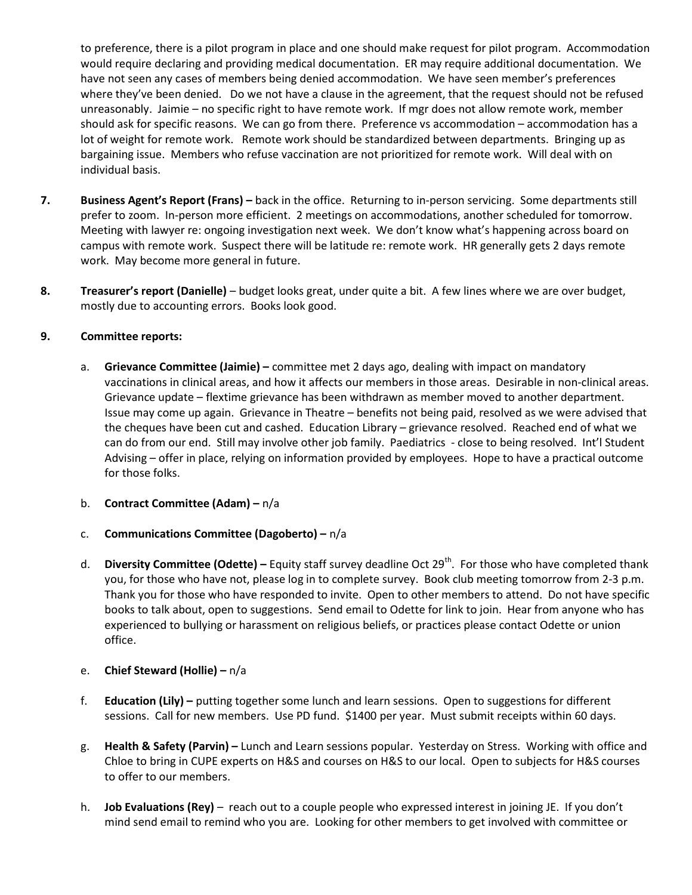to preference, there is a pilot program in place and one should make request for pilot program. Accommodation would require declaring and providing medical documentation. ER may require additional documentation. We have not seen any cases of members being denied accommodation. We have seen member's preferences where they've been denied. Do we not have a clause in the agreement, that the request should not be refused unreasonably. Jaimie – no specific right to have remote work. If mgr does not allow remote work, member should ask for specific reasons. We can go from there. Preference vs accommodation – accommodation has a lot of weight for remote work. Remote work should be standardized between departments. Bringing up as bargaining issue. Members who refuse vaccination are not prioritized for remote work. Will deal with on individual basis.

7. **Business Agent's Report (Frans) –** back in the office. Returning to in-person servicing. Some departments still prefer to zoom. In-person more efficient. 2 meetings on accommodations, another scheduled for tomorrow. Meeting with lawyer re: ongoing investigation next week. We don't know what's happening across board on campus with remote work. Suspect there will be latitude re: remote work. HR generally gets 2 days remote work. May become more general in future.

8. **Treasurer's report (Danielle)** – budget looks great, under quite a bit. A few lines where we are over budget, mostly due to accounting errors. Books look good.

9. **Committee reports:**

   a. **Grievance Committee (Jaimie) –** committee met 2 days ago, dealing with impact on mandatory vaccinations in clinical areas, and how it affects our members in those areas. Desirable in non-clinical areas. Grievance update – flextime grievance has been withdrawn as member moved to another department. Issue may come up again. Grievance in Theatre – benefits not being paid, resolved as we were advised that the cheques have been cut and cashed. Education Library – grievance resolved. Reached end of what we can do from our end. Still may involve other job family. Paediatrics - close to being resolved. Int'l Student Advising – offer in place, relying on information provided by employees. Hope to have a practical outcome for those folks.

   b. **Contract Committee (Adam) –** n/a

   c. **Communications Committee (Dagoberto) –** n/a

   d. **Diversity Committee (Odette) –** Equity staff survey deadline Oct 29th. For those who have completed thank you, for those who have not, please log in to complete survey. Book club meeting tomorrow from 2-3 p.m. Thank you for those who have responded to invite. Open to other members to attend. Do not have specific books to talk about, open to suggestions. Send email to Odette for link to join. Hear from anyone who has experienced to bullying or harassment on religious beliefs, or practices please contact Odette or union office.

   e. **Chief Steward (Hollie) –** n/a

   f. **Education (Lily) –** putting together some lunch and learn sessions. Open to suggestions for different sessions. Call for new members. Use PD fund. $1400 per year. Must submit receipts within 60 days.

   g. **Health & Safety (Parvin) –** Lunch and Learn sessions popular. Yesterday on Stress. Working with office and Chloe to bring in CUPE experts on H&S and courses on H&S to our local. Open to subjects for H&S courses to offer to our members.

   h. **Job Evaluations (Rey)** – reach out to a couple people who expressed interest in joining JE. If you don't mind send email to remind who you are. Looking for other members to get involved with committee or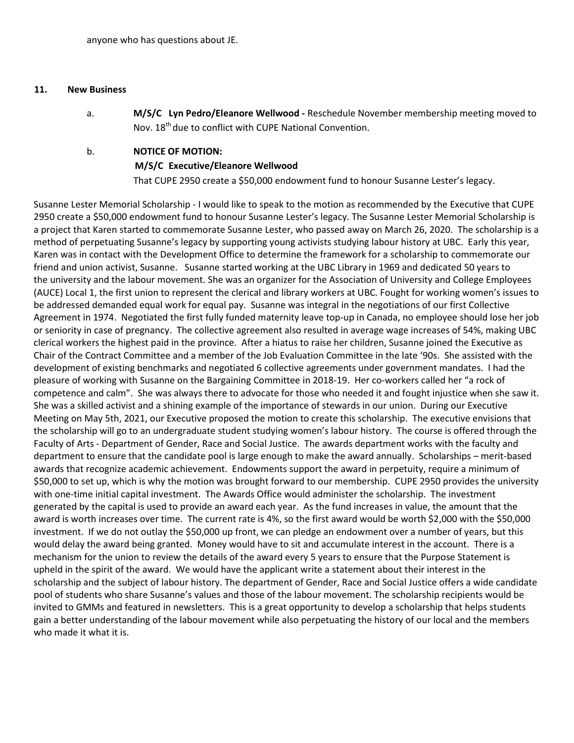anyone who has questions about JE.

**11. New Business**

a. **M/S/C Lyn Pedro/Eleanore Wellwood -** Reschedule November membership meeting moved to Nov. 18th due to conflict with CUPE National Convention.

b. **NOTICE OF MOTION:**
**M/S/C Executive/Eleanore Wellwood**
That CUPE 2950 create a $50,000 endowment fund to honour Susanne Lester's legacy.

Susanne Lester Memorial Scholarship - I would like to speak to the motion as recommended by the Executive that CUPE 2950 create a $50,000 endowment fund to honour Susanne Lester's legacy. The Susanne Lester Memorial Scholarship is a project that Karen started to commemorate Susanne Lester, who passed away on March 26, 2020. The scholarship is a method of perpetuating Susanne's legacy by supporting young activists studying labour history at UBC. Early this year, Karen was in contact with the Development Office to determine the framework for a scholarship to commemorate our friend and union activist, Susanne. Susanne started working at the UBC Library in 1969 and dedicated 50 years to the university and the labour movement. She was an organizer for the Association of University and College Employees (AUCE) Local 1, the first union to represent the clerical and library workers at UBC. Fought for working women's issues to be addressed demanded equal work for equal pay. Susanne was integral in the negotiations of our first Collective Agreement in 1974. Negotiated the first fully funded maternity leave top-up in Canada, no employee should lose her job or seniority in case of pregnancy. The collective agreement also resulted in average wage increases of 54%, making UBC clerical workers the highest paid in the province. After a hiatus to raise her children, Susanne joined the Executive as Chair of the Contract Committee and a member of the Job Evaluation Committee in the late '90s. She assisted with the development of existing benchmarks and negotiated 6 collective agreements under government mandates. I had the pleasure of working with Susanne on the Bargaining Committee in 2018-19. Her co-workers called her "a rock of competence and calm". She was always there to advocate for those who needed it and fought injustice when she saw it. She was a skilled activist and a shining example of the importance of stewards in our union. During our Executive Meeting on May 5th, 2021, our Executive proposed the motion to create this scholarship. The executive envisions that the scholarship will go to an undergraduate student studying women's labour history. The course is offered through the Faculty of Arts - Department of Gender, Race and Social Justice. The awards department works with the faculty and department to ensure that the candidate pool is large enough to make the award annually. Scholarships – merit-based awards that recognize academic achievement. Endowments support the award in perpetuity, require a minimum of $50,000 to set up, which is why the motion was brought forward to our membership. CUPE 2950 provides the university with one-time initial capital investment. The Awards Office would administer the scholarship. The investment generated by the capital is used to provide an award each year. As the fund increases in value, the amount that the award is worth increases over time. The current rate is 4%, so the first award would be worth $2,000 with the $50,000 investment. If we do not outlay the $50,000 up front, we can pledge an endowment over a number of years, but this would delay the award being granted. Money would have to sit and accumulate interest in the account. There is a mechanism for the union to review the details of the award every 5 years to ensure that the Purpose Statement is upheld in the spirit of the award. We would have the applicant write a statement about their interest in the scholarship and the subject of labour history. The department of Gender, Race and Social Justice offers a wide candidate pool of students who share Susanne's values and those of the labour movement. The scholarship recipients would be invited to GMMs and featured in newsletters. This is a great opportunity to develop a scholarship that helps students gain a better understanding of the labour movement while also perpetuating the history of our local and the members who made it what it is.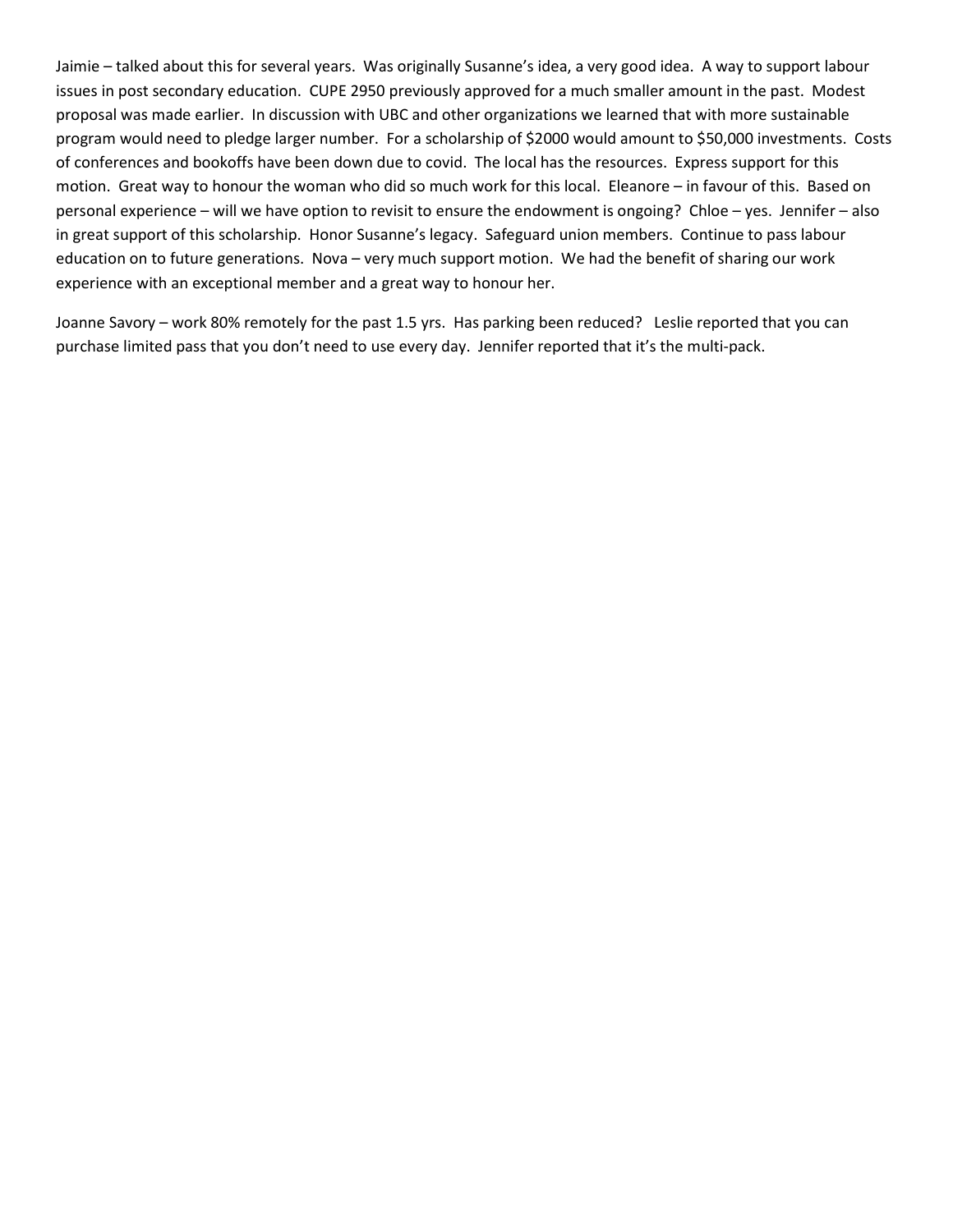Jaimie – talked about this for several years. Was originally Susanne's idea, a very good idea. A way to support labour issues in post secondary education. CUPE 2950 previously approved for a much smaller amount in the past. Modest proposal was made earlier. In discussion with UBC and other organizations we learned that with more sustainable program would need to pledge larger number. For a scholarship of $2000 would amount to $50,000 investments. Costs of conferences and bookoffs have been down due to covid. The local has the resources. Express support for this motion. Great way to honour the woman who did so much work for this local. Eleanore – in favour of this. Based on personal experience – will we have option to revisit to ensure the endowment is ongoing? Chloe – yes. Jennifer – also in great support of this scholarship. Honor Susanne's legacy. Safeguard union members. Continue to pass labour education on to future generations. Nova – very much support motion. We had the benefit of sharing our work experience with an exceptional member and a great way to honour her.

Joanne Savory – work 80% remotely for the past 1.5 yrs. Has parking been reduced? Leslie reported that you can purchase limited pass that you don't need to use every day. Jennifer reported that it's the multi-pack.